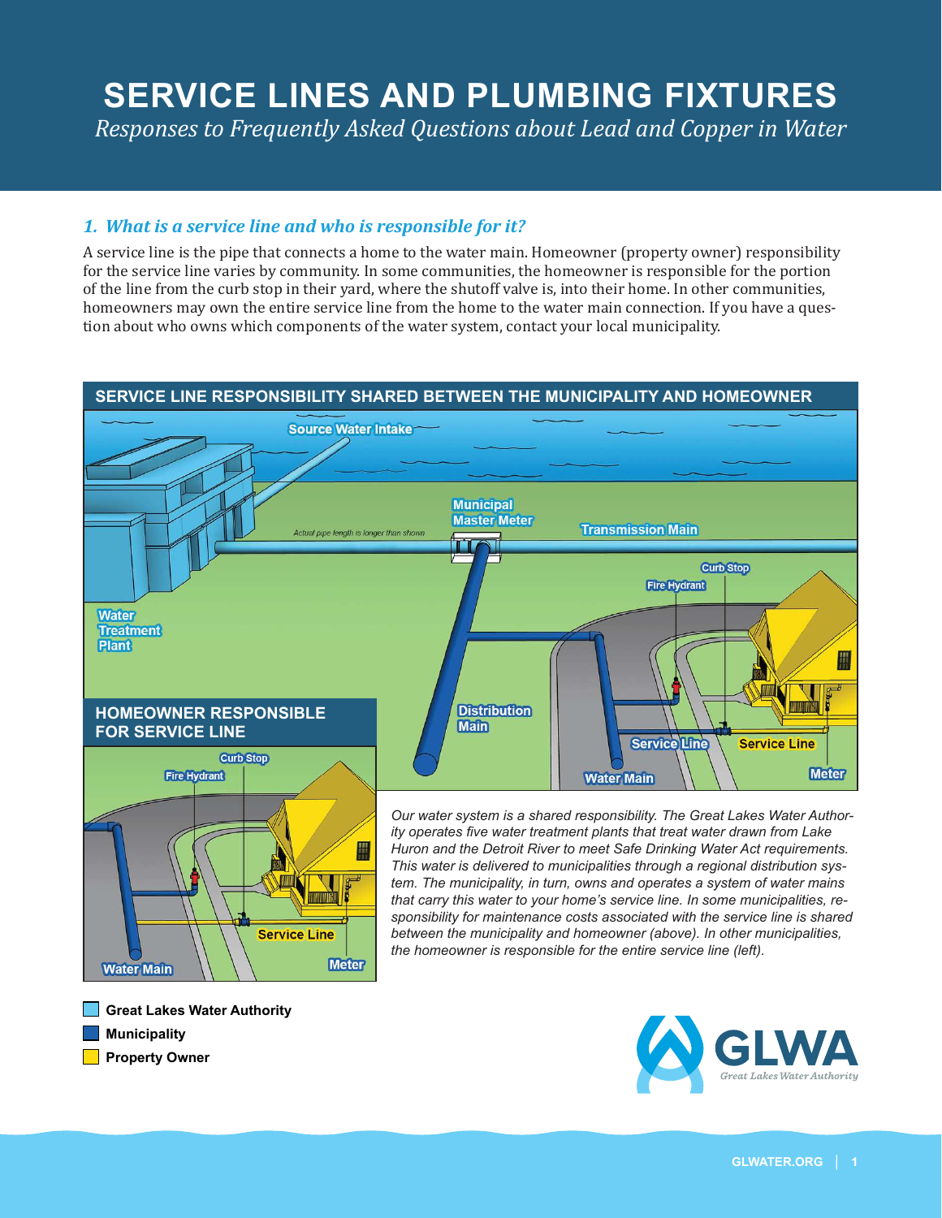# SERVICE LINES AND PLUMBING FIXTURES

*Responses to Frequently Asked Questions about Lead and Copper in Water*

## *1. What is a service line and who is responsible for it?*

A service line is the pipe that connects a home to the water main. Homeowner (property owner) responsibility for the service line varies by community. In some communities, the homeowner is responsible for the portion of the line from the curb stop in their yard, where the shutoff valve is, into their home. In other communities, homeowners may own the entire service line from the home to the water main connection. If you have a question about who owns which components of the water system, contact your local municipality.

**SERVICE LINE RESPONSIBILITY SHARED BETWEEN THE MUNICIPALITY AND HOMEOWNER**

Source Water Intake, Municipal Master Meter, Transmission Main, Actual pipe length is longer than shown, Curb Stop, Fire Hydrant, Water Treatment Plant, Distribution Main, Service Line, Service Line, Water Main, Meter

**HOMEOWNER RESPONSIBLE FOR SERVICE LINE**

Curb Stop, Fire Hydrant, Service Line, Water Main, Meter

*Our water system is a shared responsibility. The Great Lakes Water Authority operates five water treatment plants that treat water drawn from Lake Huron and the Detroit River to meet Safe Drinking Water Act requirements. This water is delivered to municipalities through a regional distribution system. The municipality, in turn, owns and operates a system of water mains that carry this water to your home's service line. In some municipalities, responsibility for maintenance costs associated with the service line is shared between the municipality and homeowner (above). In other municipalities, the homeowner is responsible for the entire service line (left).*

- **Great Lakes Water Authority**
- **Municipality**
- **Property Owner**

GLWA Great Lakes Water Authority

GLWATER.ORG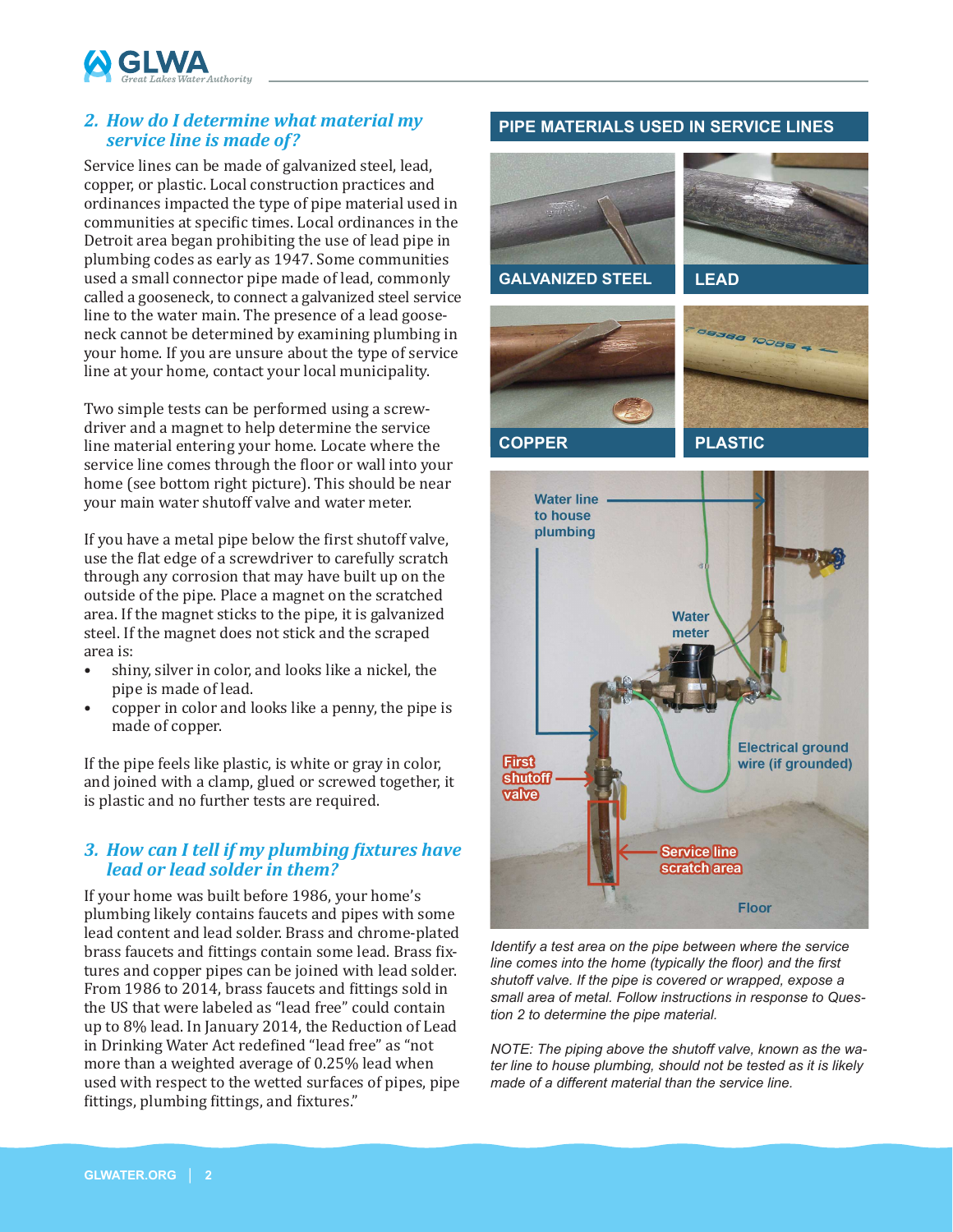## 2. How do I determine what material my service line is made of?

Service lines can be made of galvanized steel, lead, copper, or plastic. Local construction practices and ordinances impacted the type of pipe material used in communities at specific times. Local ordinances in the Detroit area began prohibiting the use of lead pipe in plumbing codes as early as 1947. Some communities used a small connector pipe made of lead, commonly called a gooseneck, to connect a galvanized steel service line to the water main. The presence of a lead gooseneck cannot be determined by examining plumbing in your home. If you are unsure about the type of service line at your home, contact your local municipality.

Two simple tests can be performed using a screwdriver and a magnet to help determine the service line material entering your home. Locate where the service line comes through the floor or wall into your home (see bottom right picture). This should be near your main water shutoff valve and water meter.

If you have a metal pipe below the first shutoff valve, use the flat edge of a screwdriver to carefully scratch through any corrosion that may have built up on the outside of the pipe. Place a magnet on the scratched area. If the magnet sticks to the pipe, it is galvanized steel. If the magnet does not stick and the scraped area is:

- shiny, silver in color, and looks like a nickel, the pipe is made of lead.
- copper in color and looks like a penny, the pipe is made of copper.

If the pipe feels like plastic, is white or gray in color, and joined with a clamp, glued or screwed together, it is plastic and no further tests are required.

## 3. How can I tell if my plumbing fixtures have lead or lead solder in them?

If your home was built before 1986, your home's plumbing likely contains faucets and pipes with some lead content and lead solder. Brass and chrome-plated brass faucets and fittings contain some lead. Brass fixtures and copper pipes can be joined with lead solder. From 1986 to 2014, brass faucets and fittings sold in the US that were labeled as "lead free" could contain up to 8% lead. In January 2014, the Reduction of Lead in Drinking Water Act redefined "lead free" as "not more than a weighted average of 0.25% lead when used with respect to the wetted surfaces of pipes, pipe fittings, plumbing fittings, and fixtures."

### PIPE MATERIALS USED IN SERVICE LINES

GALVANIZED STEEL | LEAD | COPPER | PLASTIC

Water line to house plumbing | Water meter | Electrical ground wire (if grounded) | First shutoff valve | Service line scratch area | Floor

*Identify a test area on the pipe between where the service line comes into the home (typically the floor) and the first shutoff valve. If the pipe is covered or wrapped, expose a small area of metal. Follow instructions in response to Question 2 to determine the pipe material.*

*NOTE: The piping above the shutoff valve, known as the water line to house plumbing, should not be tested as it is likely made of a different material than the service line.*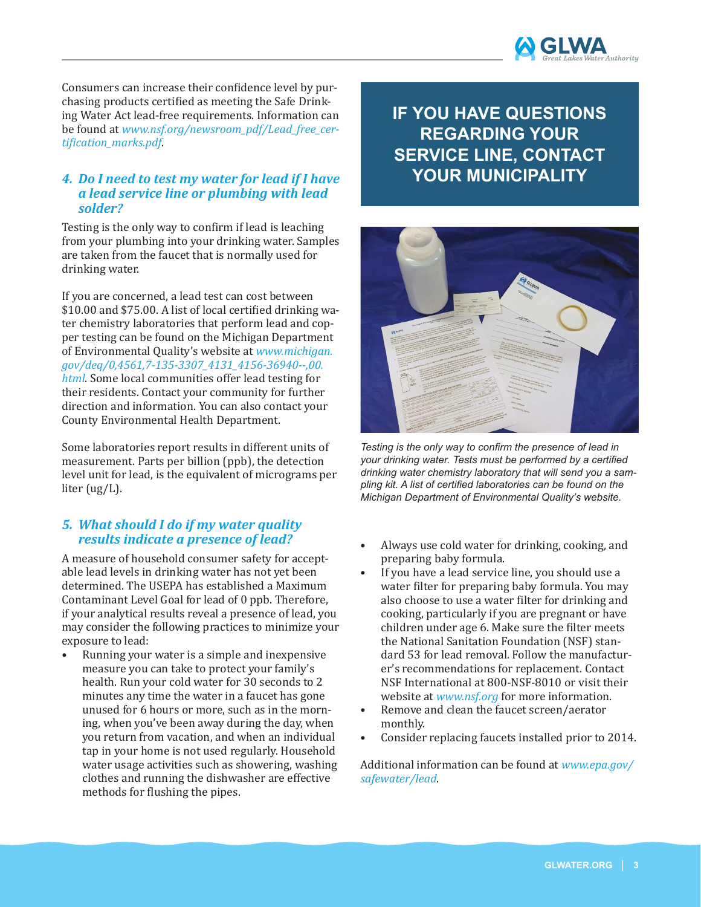Consumers can increase their confidence level by purchasing products certified as meeting the Safe Drinking Water Act lead-free requirements. Information can be found at *www.nsf.org/newsroom_pdf/Lead_free_certification_marks.pdf*.

### *4. Do I need to test my water for lead if I have a lead service line or plumbing with lead solder?*

Testing is the only way to confirm if lead is leaching from your plumbing into your drinking water. Samples are taken from the faucet that is normally used for drinking water.

If you are concerned, a lead test can cost between $10.00 and $75.00. A list of local certified drinking water chemistry laboratories that perform lead and copper testing can be found on the Michigan Department of Environmental Quality's website at *www.michigan.gov/deq/0,4561,7-135-3307_4131_4156-36940--,00.html*. Some local communities offer lead testing for their residents. Contact your community for further direction and information. You can also contact your County Environmental Health Department.

Some laboratories report results in different units of measurement. Parts per billion (ppb), the detection level unit for lead, is the equivalent of micrograms per liter (ug/L).

### *5. What should I do if my water quality results indicate a presence of lead?*

A measure of household consumer safety for acceptable lead levels in drinking water has not yet been determined. The USEPA has established a Maximum Contaminant Level Goal for lead of 0 ppb. Therefore, if your analytical results reveal a presence of lead, you may consider the following practices to minimize your exposure to lead:

- Running your water is a simple and inexpensive measure you can take to protect your family's health. Run your cold water for 30 seconds to 2 minutes any time the water in a faucet has gone unused for 6 hours or more, such as in the morning, when you've been away during the day, when you return from vacation, and when an individual tap in your home is not used regularly. Household water usage activities such as showering, washing clothes and running the dishwasher are effective methods for flushing the pipes.
- Always use cold water for drinking, cooking, and preparing baby formula.
- If you have a lead service line, you should use a water filter for preparing baby formula. You may also choose to use a water filter for drinking and cooking, particularly if you are pregnant or have children under age 6. Make sure the filter meets the National Sanitation Foundation (NSF) standard 53 for lead removal. Follow the manufacturer's recommendations for replacement. Contact NSF International at 800-NSF-8010 or visit their website at *www.nsf.org* for more information.
- Remove and clean the faucet screen/aerator monthly.
- Consider replacing faucets installed prior to 2014.

Additional information can be found at *www.epa.gov/safewater/lead*.

**IF YOU HAVE QUESTIONS REGARDING YOUR SERVICE LINE, CONTACT YOUR MUNICIPALITY**

*Testing is the only way to confirm the presence of lead in your drinking water. Tests must be performed by a certified drinking water chemistry laboratory that will send you a sampling kit. A list of certified laboratories can be found on the Michigan Department of Environmental Quality's website.*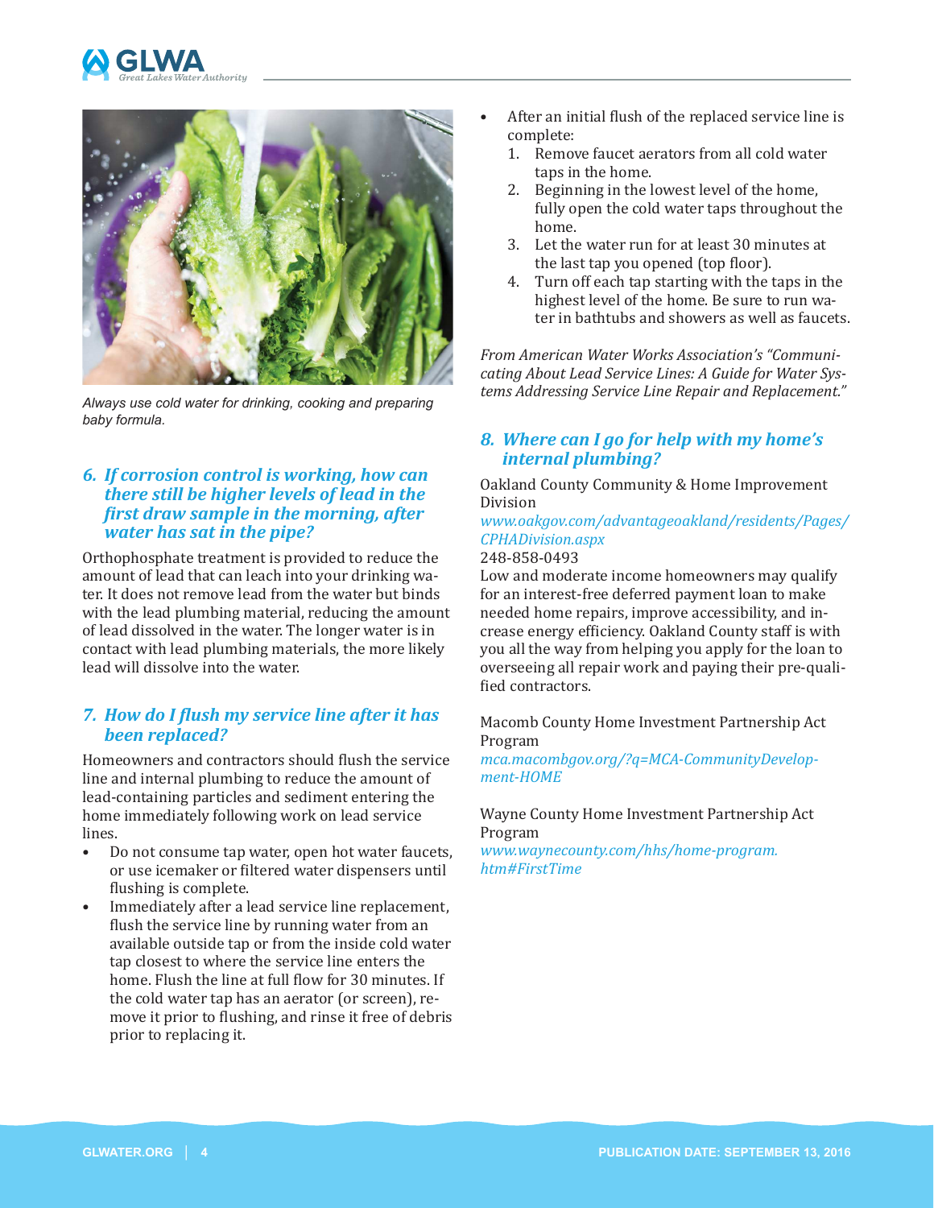Always use cold water for drinking, cooking and preparing baby formula.

## 6. If corrosion control is working, how can there still be higher levels of lead in the first draw sample in the morning, after water has sat in the pipe?

Orthophosphate treatment is provided to reduce the amount of lead that can leach into your drinking water. It does not remove lead from the water but binds with the lead plumbing material, reducing the amount of lead dissolved in the water. The longer water is in contact with lead plumbing materials, the more likely lead will dissolve into the water.

## 7. How do I flush my service line after it has been replaced?

Homeowners and contractors should flush the service line and internal plumbing to reduce the amount of lead-containing particles and sediment entering the home immediately following work on lead service lines.

- Do not consume tap water, open hot water faucets, or use icemaker or filtered water dispensers until flushing is complete.
- Immediately after a lead service line replacement, flush the service line by running water from an available outside tap or from the inside cold water tap closest to where the service line enters the home. Flush the line at full flow for 30 minutes. If the cold water tap has an aerator (or screen), remove it prior to flushing, and rinse it free of debris prior to replacing it.
- After an initial flush of the replaced service line is complete:
  1. Remove faucet aerators from all cold water taps in the home.
  2. Beginning in the lowest level of the home, fully open the cold water taps throughout the home.
  3. Let the water run for at least 30 minutes at the last tap you opened (top floor).
  4. Turn off each tap starting with the taps in the highest level of the home. Be sure to run water in bathtubs and showers as well as faucets.

*From American Water Works Association's "Communicating About Lead Service Lines: A Guide for Water Systems Addressing Service Line Repair and Replacement."*

## 8. Where can I go for help with my home's internal plumbing?

Oakland County Community & Home Improvement Division
*www.oakgov.com/advantageoakland/residents/Pages/CPHADivision.aspx*
248-858-0493
Low and moderate income homeowners may qualify for an interest-free deferred payment loan to make needed home repairs, improve accessibility, and increase energy efficiency. Oakland County staff is with you all the way from helping you apply for the loan to overseeing all repair work and paying their pre-qualified contractors.

Macomb County Home Investment Partnership Act Program
*mca.macombgov.org/?q=MCA-CommunityDevelopment-HOME*

Wayne County Home Investment Partnership Act Program
*www.waynecounty.com/hhs/home-program.htm#FirstTime*